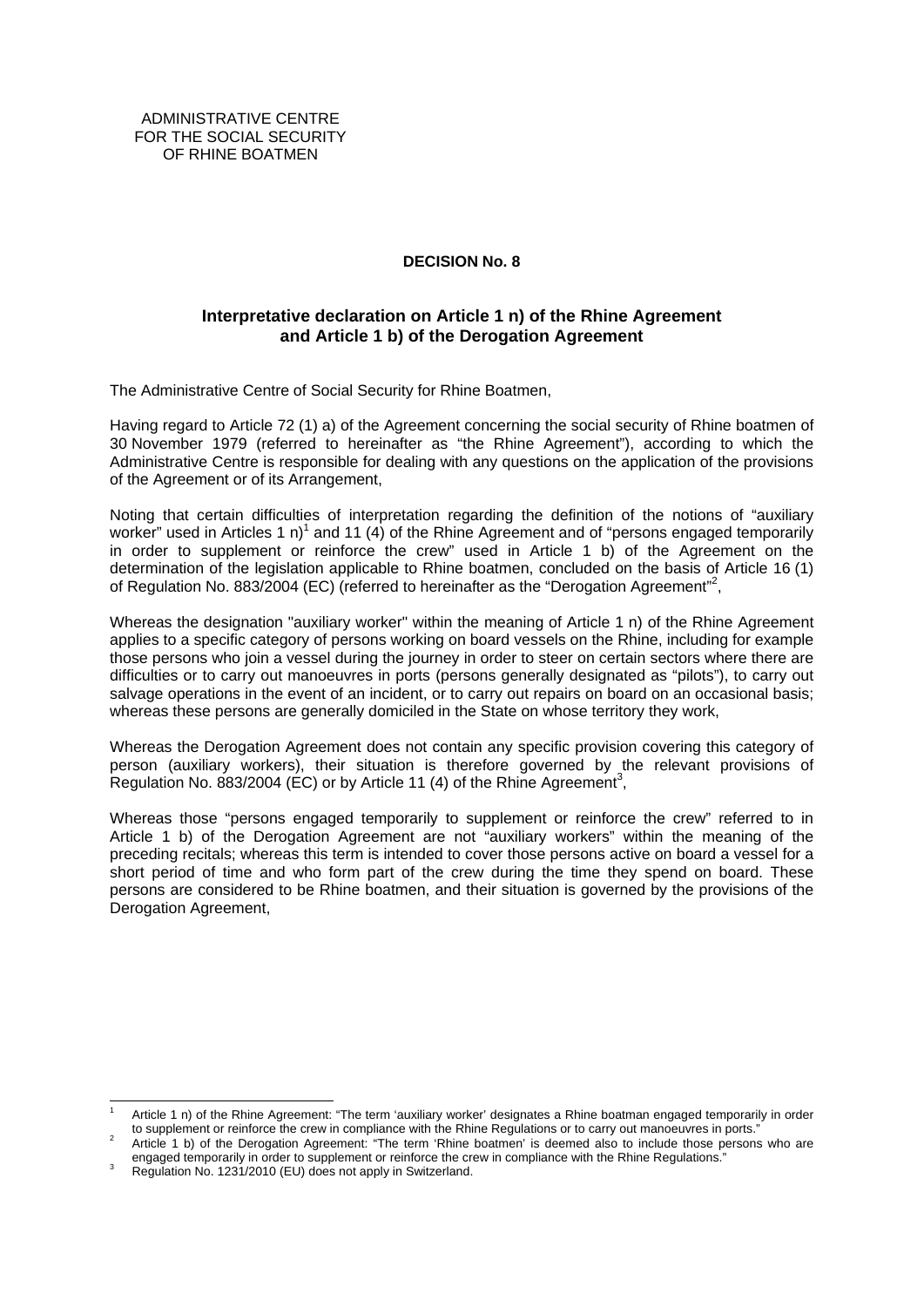ADMINISTRATIVE CENTRE
FOR THE SOCIAL SECURITY
OF RHINE BOATMEN

## DECISION No. 8

### Interpretative declaration on Article 1 n) of the Rhine Agreement and Article 1 b) of the Derogation Agreement

The Administrative Centre of Social Security for Rhine Boatmen,

Having regard to Article 72 (1) a) of the Agreement concerning the social security of Rhine boatmen of 30 November 1979 (referred to hereinafter as "the Rhine Agreement"), according to which the Administrative Centre is responsible for dealing with any questions on the application of the provisions of the Agreement or of its Arrangement,

Noting that certain difficulties of interpretation regarding the definition of the notions of "auxiliary worker" used in Articles 1 n)[1] and 11 (4) of the Rhine Agreement and of "persons engaged temporarily in order to supplement or reinforce the crew" used in Article 1 b) of the Agreement on the determination of the legislation applicable to Rhine boatmen, concluded on the basis of Article 16 (1) of Regulation No. 883/2004 (EC) (referred to hereinafter as the "Derogation Agreement"[2],

Whereas the designation "auxiliary worker" within the meaning of Article 1 n) of the Rhine Agreement applies to a specific category of persons working on board vessels on the Rhine, including for example those persons who join a vessel during the journey in order to steer on certain sectors where there are difficulties or to carry out manoeuvres in ports (persons generally designated as "pilots"), to carry out salvage operations in the event of an incident, or to carry out repairs on board on an occasional basis; whereas these persons are generally domiciled in the State on whose territory they work,

Whereas the Derogation Agreement does not contain any specific provision covering this category of person (auxiliary workers), their situation is therefore governed by the relevant provisions of Regulation No. 883/2004 (EC) or by Article 11 (4) of the Rhine Agreement[3],

Whereas those "persons engaged temporarily to supplement or reinforce the crew" referred to in Article 1 b) of the Derogation Agreement are not "auxiliary workers" within the meaning of the preceding recitals; whereas this term is intended to cover those persons active on board a vessel for a short period of time and who form part of the crew during the time they spend on board. These persons are considered to be Rhine boatmen, and their situation is governed by the provisions of the Derogation Agreement,

---

[1] Article 1 n) of the Rhine Agreement: "The term 'auxiliary worker' designates a Rhine boatman engaged temporarily in order to supplement or reinforce the crew in compliance with the Rhine Regulations or to carry out manoeuvres in ports."

[2] Article 1 b) of the Derogation Agreement: "The term 'Rhine boatmen' is deemed also to include those persons who are engaged temporarily in order to supplement or reinforce the crew in compliance with the Rhine Regulations."

[3] Regulation No. 1231/2010 (EU) does not apply in Switzerland.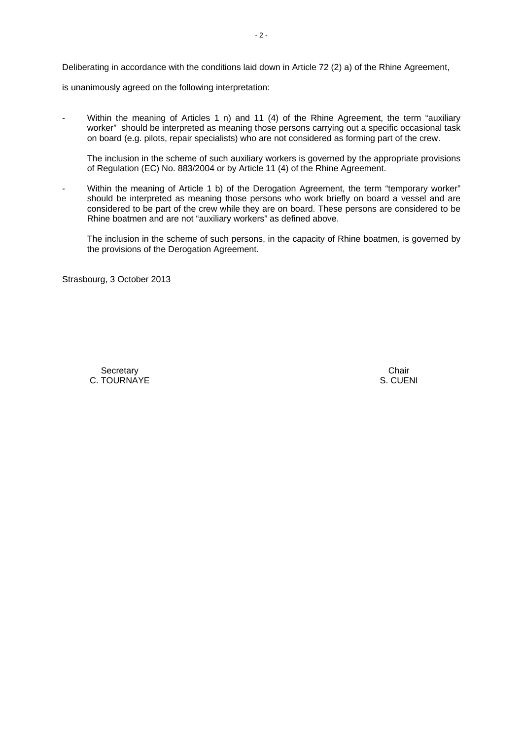Deliberating in accordance with the conditions laid down in Article 72 (2) a) of the Rhine Agreement,

is unanimously agreed on the following interpretation:

- Within the meaning of Articles 1 n) and 11 (4) of the Rhine Agreement, the term "auxiliary worker" should be interpreted as meaning those persons carrying out a specific occasional task on board (e.g. pilots, repair specialists) who are not considered as forming part of the crew.

  The inclusion in the scheme of such auxiliary workers is governed by the appropriate provisions of Regulation (EC) No. 883/2004 or by Article 11 (4) of the Rhine Agreement.

- Within the meaning of Article 1 b) of the Derogation Agreement, the term "temporary worker" should be interpreted as meaning those persons who work briefly on board a vessel and are considered to be part of the crew while they are on board. These persons are considered to be Rhine boatmen and are not "auxiliary workers" as defined above.

  The inclusion in the scheme of such persons, in the capacity of Rhine boatmen, is governed by the provisions of the Derogation Agreement.

Strasbourg, 3 October 2013

Secretary
C. TOURNAYE

Chair
S. CUENI